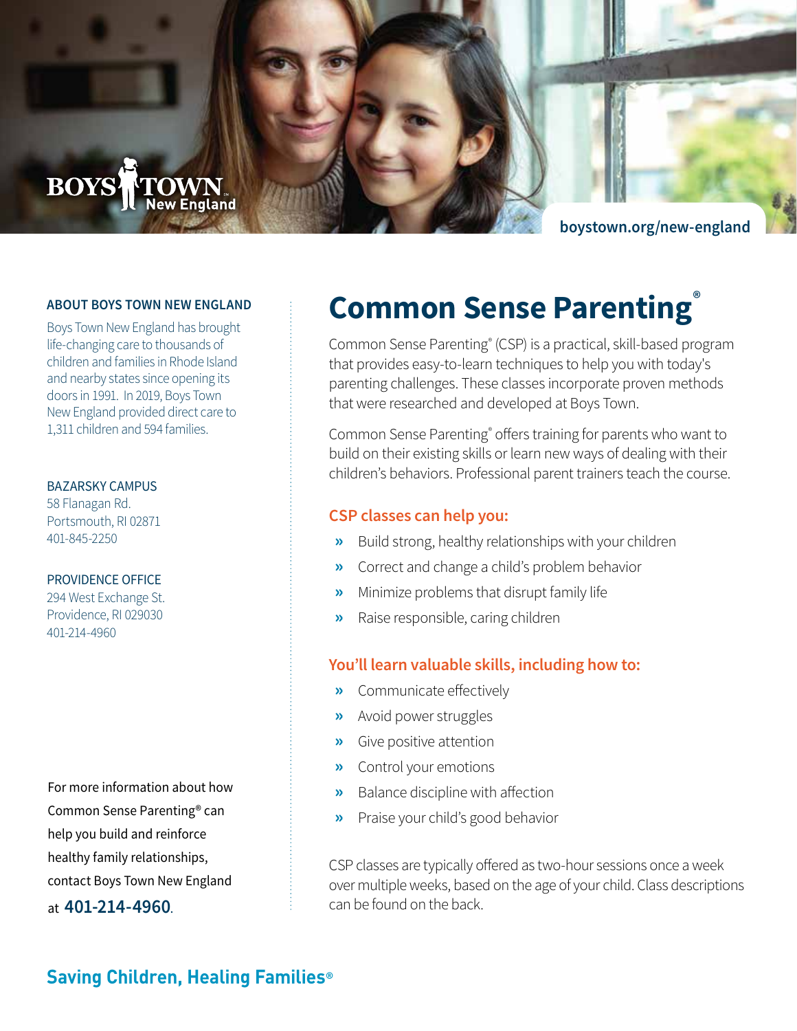BOYS TOWN New England

boystown.org/new-england

# Common Sense Parenting®

Common Sense Parenting® (CSP) is a practical, skill-based program that provides easy-to-learn techniques to help you with today's parenting challenges. These classes incorporate proven methods that were researched and developed at Boys Town.

Common Sense Parenting® offers training for parents who want to build on their existing skills or learn new ways of dealing with their children's behaviors. Professional parent trainers teach the course.

### CSP classes can help you:

- Build strong, healthy relationships with your children
- Correct and change a child's problem behavior
- Minimize problems that disrupt family life
- Raise responsible, caring children

### You'll learn valuable skills, including how to:

- Communicate effectively
- Avoid power struggles
- Give positive attention
- Control your emotions
- Balance discipline with affection
- Praise your child's good behavior

CSP classes are typically offered as two-hour sessions once a week over multiple weeks, based on the age of your child. Class descriptions can be found on the back.

### ABOUT BOYS TOWN NEW ENGLAND

Boys Town New England has brought life-changing care to thousands of children and families in Rhode Island and nearby states since opening its doors in 1991. In 2019, Boys Town New England provided direct care to 1,311 children and 594 families.

**BAZARSKY CAMPUS**
58 Flanagan Rd.
Portsmouth, RI 02871
401-845-2250

**PROVIDENCE OFFICE**
294 West Exchange St.
Providence, RI 029030
401-214-4960

For more information about how Common Sense Parenting® can help you build and reinforce healthy family relationships, contact Boys Town New England at **401-214-4960**.

**Saving Children, Healing Families®**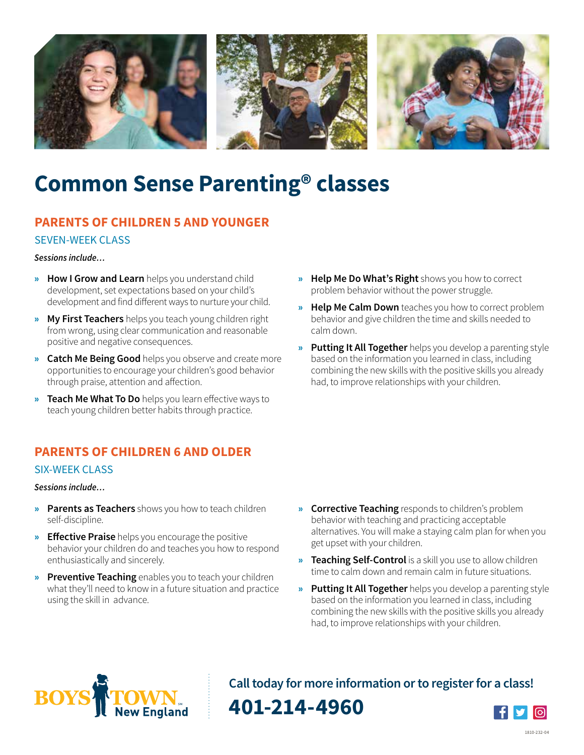# Common Sense Parenting® classes

## PARENTS OF CHILDREN 5 AND YOUNGER

### SEVEN-WEEK CLASS

***Sessions include…***

- **How I Grow and Learn** helps you understand child development, set expectations based on your child's development and find different ways to nurture your child.
- **My First Teachers** helps you teach young children right from wrong, using clear communication and reasonable positive and negative consequences.
- **Catch Me Being Good** helps you observe and create more opportunities to encourage your children's good behavior through praise, attention and affection.
- **Teach Me What To Do** helps you learn effective ways to teach young children better habits through practice.
- **Help Me Do What's Right** shows you how to correct problem behavior without the power struggle.
- **Help Me Calm Down** teaches you how to correct problem behavior and give children the time and skills needed to calm down.
- **Putting It All Together** helps you develop a parenting style based on the information you learned in class, including combining the new skills with the positive skills you already had, to improve relationships with your children.

## PARENTS OF CHILDREN 6 AND OLDER

### SIX-WEEK CLASS

***Sessions include…***

- **Parents as Teachers** shows you how to teach children self-discipline.
- **Effective Praise** helps you encourage the positive behavior your children do and teaches you how to respond enthusiastically and sincerely.
- **Preventive Teaching** enables you to teach your children what they'll need to know in a future situation and practice using the skill in advance.
- **Corrective Teaching** responds to children's problem behavior with teaching and practicing acceptable alternatives. You will make a staying calm plan for when you get upset with your children.
- **Teaching Self-Control** is a skill you use to allow children time to calm down and remain calm in future situations.
- **Putting It All Together** helps you develop a parenting style based on the information you learned in class, including combining the new skills with the positive skills you already had, to improve relationships with your children.

BOYS TOWN New England

**Call today for more information or to register for a class!**

**401-214-4960**

1810-232-04